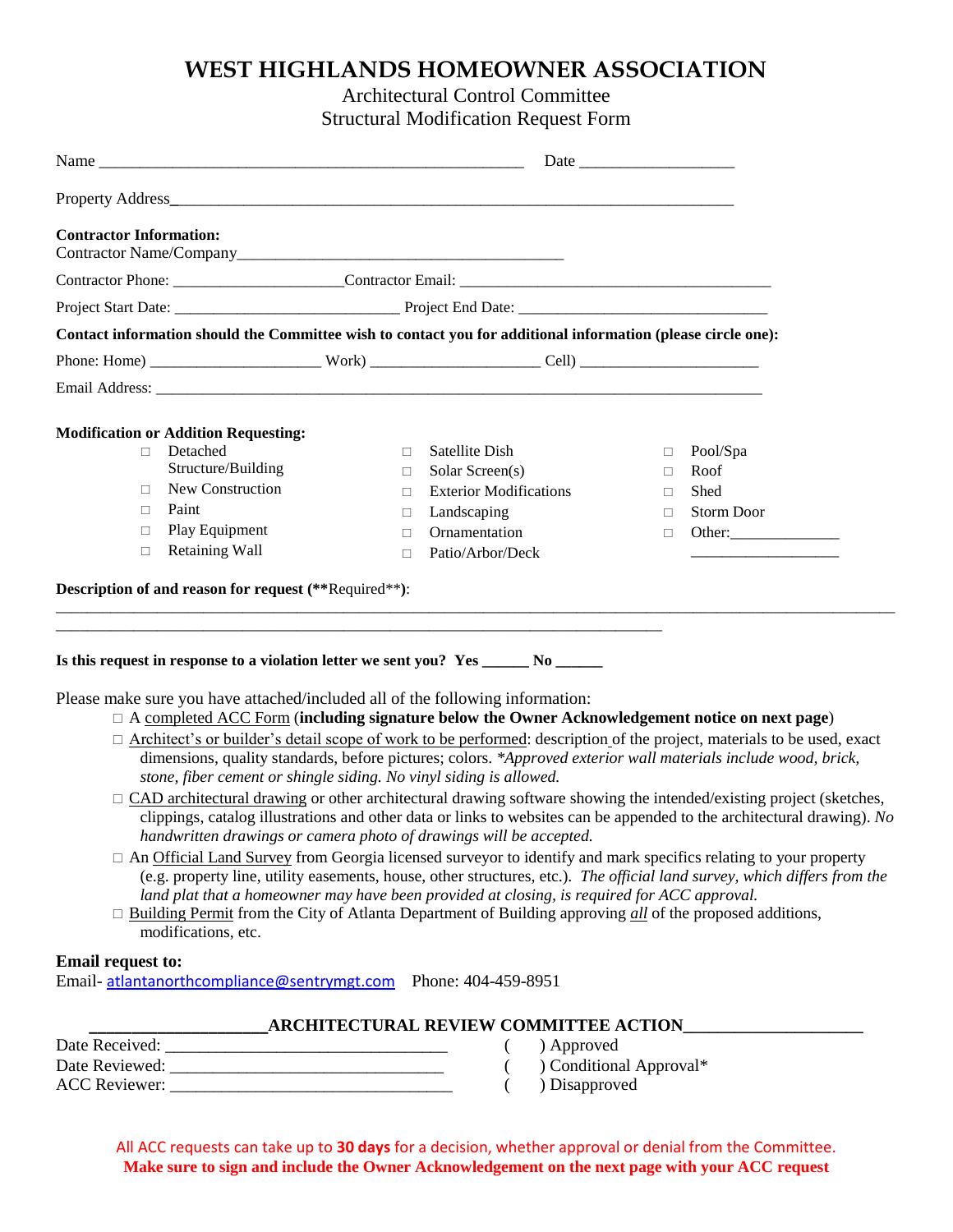# WEST HIGHLANDS HOMEOWNER ASSOCIATION

## Architectural Control Committee
## Structural Modification Request Form

Name ___________________________________________________ Date __________________

Property Address_________________________________________________________________________

**Contractor Information:**
Contractor Name/Company________________________________________

Contractor Phone: _____________________Contractor Email: ________________________________________

Project Start Date: ____________________________ Project End Date: _______________________________

**Contact information should the Committee wish to contact you for additional information (please circle one):**

Phone: Home) _____________________ Work) _____________________ Cell) _______________________

Email Address: ____________________________________________________________________________

**Modification or Addition Requesting:**

- □ Detached Structure/Building
- □ New Construction
- □ Paint
- □ Play Equipment
- □ Retaining Wall
- □ Satellite Dish
- □ Solar Screen(s)
- □ Exterior Modifications
- □ Landscaping
- □ Ornamentation
- □ Patio/Arbor/Deck
- □ Pool/Spa
- □ Roof
- □ Shed
- □ Storm Door
- □ Other:______________ ___________________

**Description of and reason for request (**Required**):**

____________________________________________________________________________________________________

___________________________________________________________________________

**Is this request in response to a violation letter we sent you? Yes ______ No ______**

Please make sure you have attached/included all of the following information:

- □ A completed ACC Form (**including signature below the Owner Acknowledgement notice on next page**)
- □ Architect's or builder's detail scope of work to be performed: description of the project, materials to be used, exact dimensions, quality standards, before pictures; colors. *\*Approved exterior wall materials include wood, brick, stone, fiber cement or shingle siding. No vinyl siding is allowed.*
- □ CAD architectural drawing or other architectural drawing software showing the intended/existing project (sketches, clippings, catalog illustrations and other data or links to websites can be appended to the architectural drawing). *No handwritten drawings or camera photo of drawings will be accepted.*
- □ An Official Land Survey from Georgia licensed surveyor to identify and mark specifics relating to your property (e.g. property line, utility easements, house, other structures, etc.). *The official land survey, which differs from the land plat that a homeowner may have been provided at closing, is required for ACC approval.*
- □ Building Permit from the City of Atlanta Department of Building approving *all* of the proposed additions, modifications, etc.

**Email request to:**
Email- atlantanorthcompliance@sentrymgt.com Phone: 404-459-8951

**____________________ARCHITECTURAL REVIEW COMMITTEE ACTION____________________**

Date Received: _________________________________ ( ) Approved
Date Reviewed: ________________________________ ( ) Conditional Approval*
ACC Reviewer: _________________________________ ( ) Disapproved

All ACC requests can take up to **30 days** for a decision, whether approval or denial from the Committee.
**Make sure to sign and include the Owner Acknowledgement on the next page with your ACC request**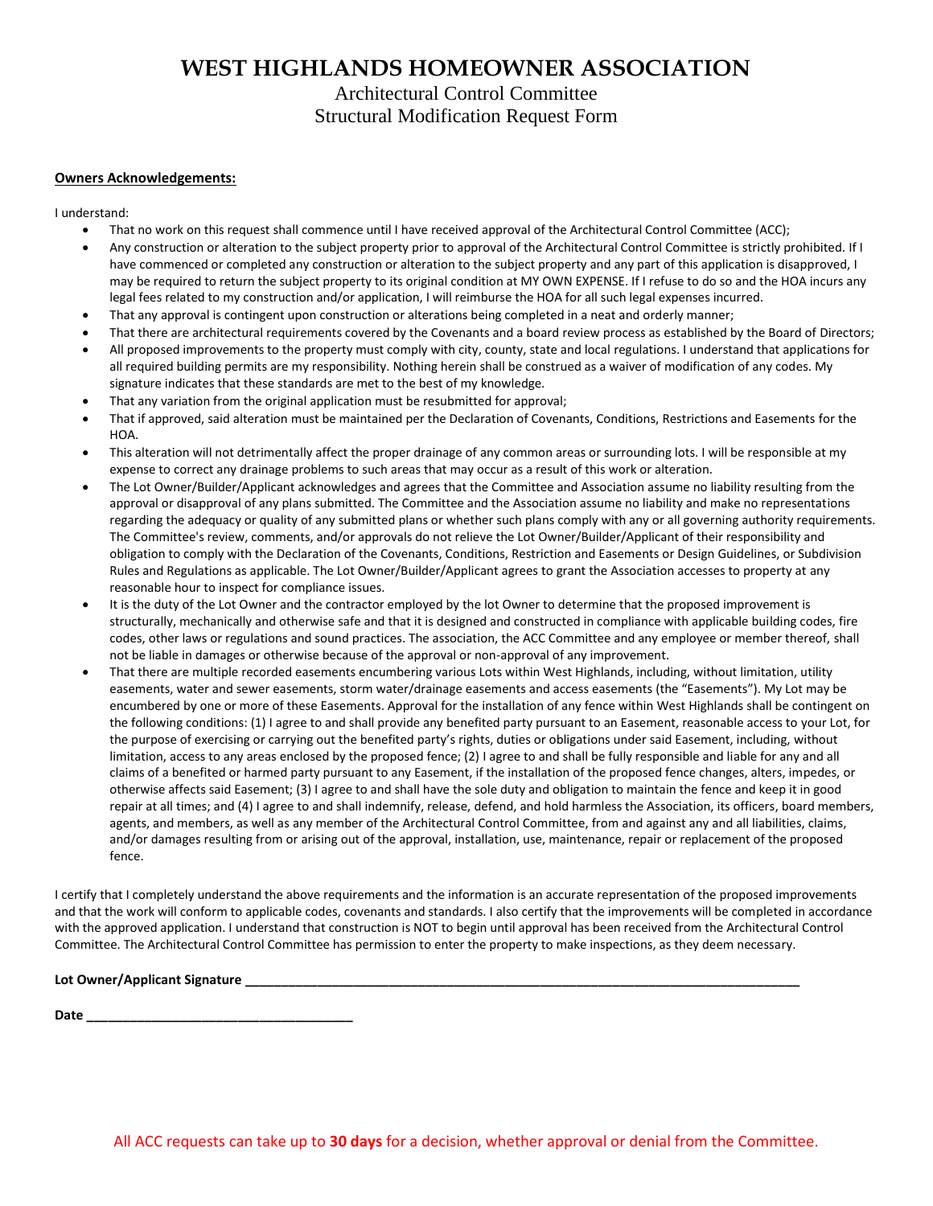# WEST HIGHLANDS HOMEOWNER ASSOCIATION

Architectural Control Committee
Structural Modification Request Form

**Owners Acknowledgements:**

I understand:

- That no work on this request shall commence until I have received approval of the Architectural Control Committee (ACC);
- Any construction or alteration to the subject property prior to approval of the Architectural Control Committee is strictly prohibited. If I have commenced or completed any construction or alteration to the subject property and any part of this application is disapproved, I may be required to return the subject property to its original condition at MY OWN EXPENSE. If I refuse to do so and the HOA incurs any legal fees related to my construction and/or application, I will reimburse the HOA for all such legal expenses incurred.
- That any approval is contingent upon construction or alterations being completed in a neat and orderly manner;
- That there are architectural requirements covered by the Covenants and a board review process as established by the Board of Directors;
- All proposed improvements to the property must comply with city, county, state and local regulations. I understand that applications for all required building permits are my responsibility. Nothing herein shall be construed as a waiver of modification of any codes. My signature indicates that these standards are met to the best of my knowledge.
- That any variation from the original application must be resubmitted for approval;
- That if approved, said alteration must be maintained per the Declaration of Covenants, Conditions, Restrictions and Easements for the HOA.
- This alteration will not detrimentally affect the proper drainage of any common areas or surrounding lots. I will be responsible at my expense to correct any drainage problems to such areas that may occur as a result of this work or alteration.
- The Lot Owner/Builder/Applicant acknowledges and agrees that the Committee and Association assume no liability resulting from the approval or disapproval of any plans submitted. The Committee and the Association assume no liability and make no representations regarding the adequacy or quality of any submitted plans or whether such plans comply with any or all governing authority requirements. The Committee's review, comments, and/or approvals do not relieve the Lot Owner/Builder/Applicant of their responsibility and obligation to comply with the Declaration of the Covenants, Conditions, Restriction and Easements or Design Guidelines, or Subdivision Rules and Regulations as applicable. The Lot Owner/Builder/Applicant agrees to grant the Association accesses to property at any reasonable hour to inspect for compliance issues.
- It is the duty of the Lot Owner and the contractor employed by the lot Owner to determine that the proposed improvement is structurally, mechanically and otherwise safe and that it is designed and constructed in compliance with applicable building codes, fire codes, other laws or regulations and sound practices. The association, the ACC Committee and any employee or member thereof, shall not be liable in damages or otherwise because of the approval or non-approval of any improvement.
- That there are multiple recorded easements encumbering various Lots within West Highlands, including, without limitation, utility easements, water and sewer easements, storm water/drainage easements and access easements (the "Easements"). My Lot may be encumbered by one or more of these Easements. Approval for the installation of any fence within West Highlands shall be contingent on the following conditions: (1) I agree to and shall provide any benefited party pursuant to an Easement, reasonable access to your Lot, for the purpose of exercising or carrying out the benefited party's rights, duties or obligations under said Easement, including, without limitation, access to any areas enclosed by the proposed fence; (2) I agree to and shall be fully responsible and liable for any and all claims of a benefited or harmed party pursuant to any Easement, if the installation of the proposed fence changes, alters, impedes, or otherwise affects said Easement; (3) I agree to and shall have the sole duty and obligation to maintain the fence and keep it in good repair at all times; and (4) I agree to and shall indemnify, release, defend, and hold harmless the Association, its officers, board members, agents, and members, as well as any member of the Architectural Control Committee, from and against any and all liabilities, claims, and/or damages resulting from or arising out of the approval, installation, use, maintenance, repair or replacement of the proposed fence.

I certify that I completely understand the above requirements and the information is an accurate representation of the proposed improvements and that the work will conform to applicable codes, covenants and standards. I also certify that the improvements will be completed in accordance with the approved application. I understand that construction is NOT to begin until approval has been received from the Architectural Control Committee. The Architectural Control Committee has permission to enter the property to make inspections, as they deem necessary.

**Lot Owner/Applicant Signature** ______________________________________________________________________________

**Date** ____________________________________

All ACC requests can take up to **30 days** for a decision, whether approval or denial from the Committee.